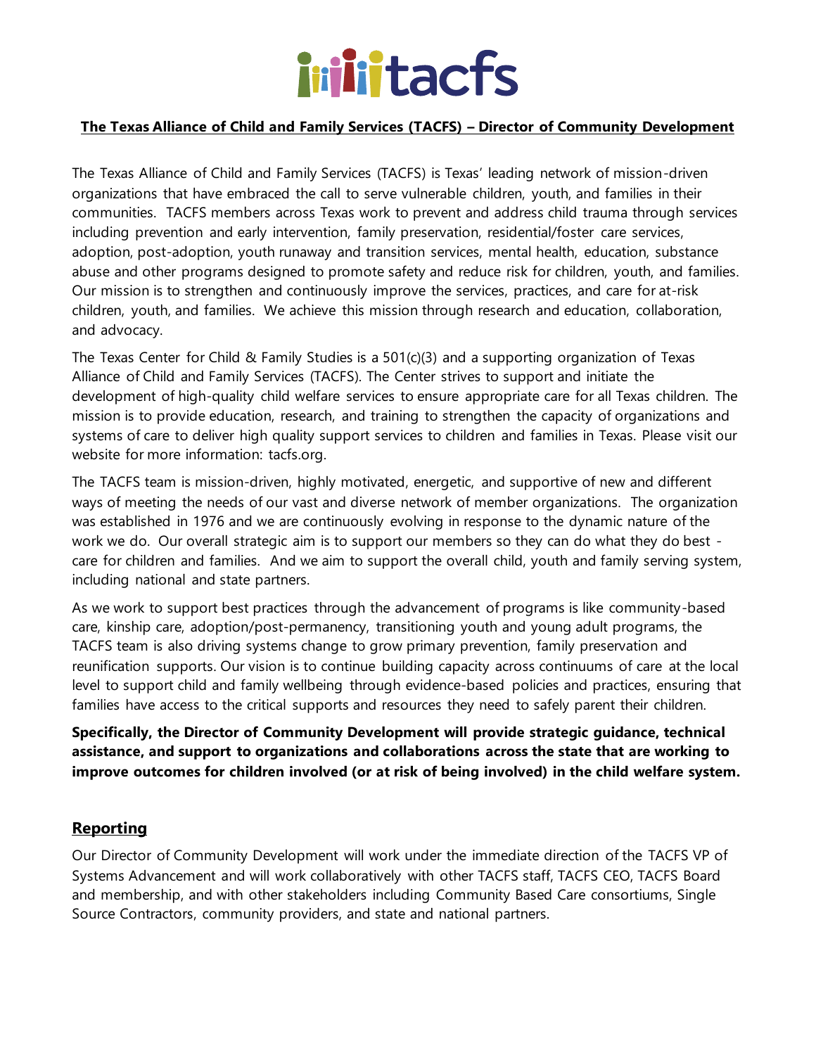# The Texas Alliance of Child and Family Services (TACFS) – Director of Community Development

The Texas Alliance of Child and Family Services (TACFS) is Texas' leading network of mission-driven organizations that have embraced the call to serve vulnerable children, youth, and families in their communities. TACFS members across Texas work to prevent and address child trauma through services including prevention and early intervention, family preservation, residential/foster care services, adoption, post-adoption, youth runaway and transition services, mental health, education, substance abuse and other programs designed to promote safety and reduce risk for children, youth, and families. Our mission is to strengthen and continuously improve the services, practices, and care for at-risk children, youth, and families. We achieve this mission through research and education, collaboration, and advocacy.

The Texas Center for Child & Family Studies is a 501(c)(3) and a supporting organization of Texas Alliance of Child and Family Services (TACFS). The Center strives to support and initiate the development of high-quality child welfare services to ensure appropriate care for all Texas children. The mission is to provide education, research, and training to strengthen the capacity of organizations and systems of care to deliver high quality support services to children and families in Texas. Please visit our website for more information: tacfs.org.

The TACFS team is mission-driven, highly motivated, energetic, and supportive of new and different ways of meeting the needs of our vast and diverse network of member organizations. The organization was established in 1976 and we are continuously evolving in response to the dynamic nature of the work we do. Our overall strategic aim is to support our members so they can do what they do best - care for children and families. And we aim to support the overall child, youth and family serving system, including national and state partners.

As we work to support best practices through the advancement of programs is like community-based care, kinship care, adoption/post-permanency, transitioning youth and young adult programs, the TACFS team is also driving systems change to grow primary prevention, family preservation and reunification supports. Our vision is to continue building capacity across continuums of care at the local level to support child and family wellbeing through evidence-based policies and practices, ensuring that families have access to the critical supports and resources they need to safely parent their children.

**Specifically, the Director of Community Development will provide strategic guidance, technical assistance, and support to organizations and collaborations across the state that are working to improve outcomes for children involved (or at risk of being involved) in the child welfare system.**

## Reporting

Our Director of Community Development will work under the immediate direction of the TACFS VP of Systems Advancement and will work collaboratively with other TACFS staff, TACFS CEO, TACFS Board and membership, and with other stakeholders including Community Based Care consortiums, Single Source Contractors, community providers, and state and national partners.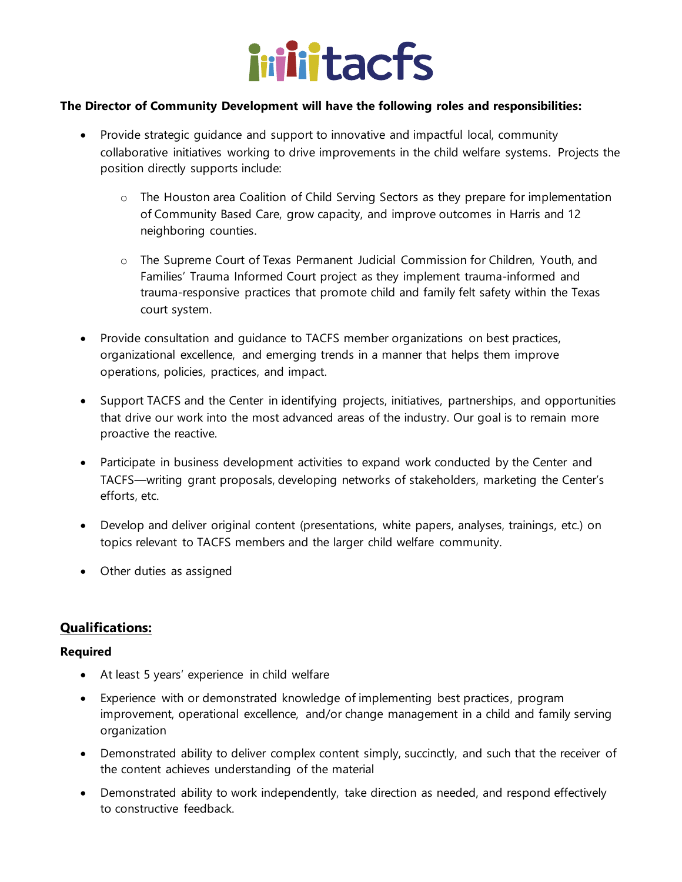**The Director of Community Development will have the following roles and responsibilities:**

- Provide strategic guidance and support to innovative and impactful local, community collaborative initiatives working to drive improvements in the child welfare systems. Projects the position directly supports include:
  - The Houston area Coalition of Child Serving Sectors as they prepare for implementation of Community Based Care, grow capacity, and improve outcomes in Harris and 12 neighboring counties.
  - The Supreme Court of Texas Permanent Judicial Commission for Children, Youth, and Families' Trauma Informed Court project as they implement trauma-informed and trauma-responsive practices that promote child and family felt safety within the Texas court system.
- Provide consultation and guidance to TACFS member organizations on best practices, organizational excellence, and emerging trends in a manner that helps them improve operations, policies, practices, and impact.
- Support TACFS and the Center in identifying projects, initiatives, partnerships, and opportunities that drive our work into the most advanced areas of the industry. Our goal is to remain more proactive the reactive.
- Participate in business development activities to expand work conducted by the Center and TACFS—writing grant proposals, developing networks of stakeholders, marketing the Center's efforts, etc.
- Develop and deliver original content (presentations, white papers, analyses, trainings, etc.) on topics relevant to TACFS members and the larger child welfare community.
- Other duties as assigned

## Qualifications:

**Required**

- At least 5 years' experience in child welfare
- Experience with or demonstrated knowledge of implementing best practices, program improvement, operational excellence, and/or change management in a child and family serving organization
- Demonstrated ability to deliver complex content simply, succinctly, and such that the receiver of the content achieves understanding of the material
- Demonstrated ability to work independently, take direction as needed, and respond effectively to constructive feedback.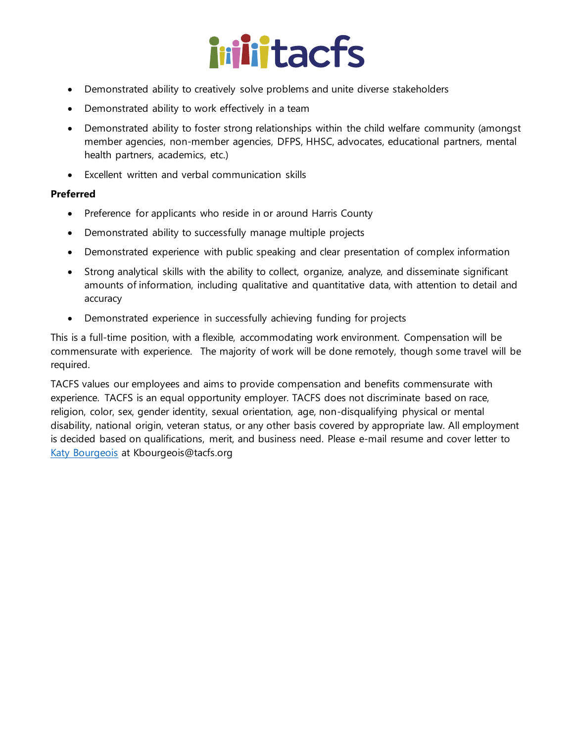- Demonstrated ability to creatively solve problems and unite diverse stakeholders
- Demonstrated ability to work effectively in a team
- Demonstrated ability to foster strong relationships within the child welfare community (amongst member agencies, non-member agencies, DFPS, HHSC, advocates, educational partners, mental health partners, academics, etc.)
- Excellent written and verbal communication skills

**Preferred**

- Preference for applicants who reside in or around Harris County
- Demonstrated ability to successfully manage multiple projects
- Demonstrated experience with public speaking and clear presentation of complex information
- Strong analytical skills with the ability to collect, organize, analyze, and disseminate significant amounts of information, including qualitative and quantitative data, with attention to detail and accuracy
- Demonstrated experience in successfully achieving funding for projects

This is a full-time position, with a flexible, accommodating work environment. Compensation will be commensurate with experience. The majority of work will be done remotely, though some travel will be required.

TACFS values our employees and aims to provide compensation and benefits commensurate with experience. TACFS is an equal opportunity employer. TACFS does not discriminate based on race, religion, color, sex, gender identity, sexual orientation, age, non-disqualifying physical or mental disability, national origin, veteran status, or any other basis covered by appropriate law. All employment is decided based on qualifications, merit, and business need. Please e-mail resume and cover letter to Katy Bourgeois at Kbourgeois@tacfs.org